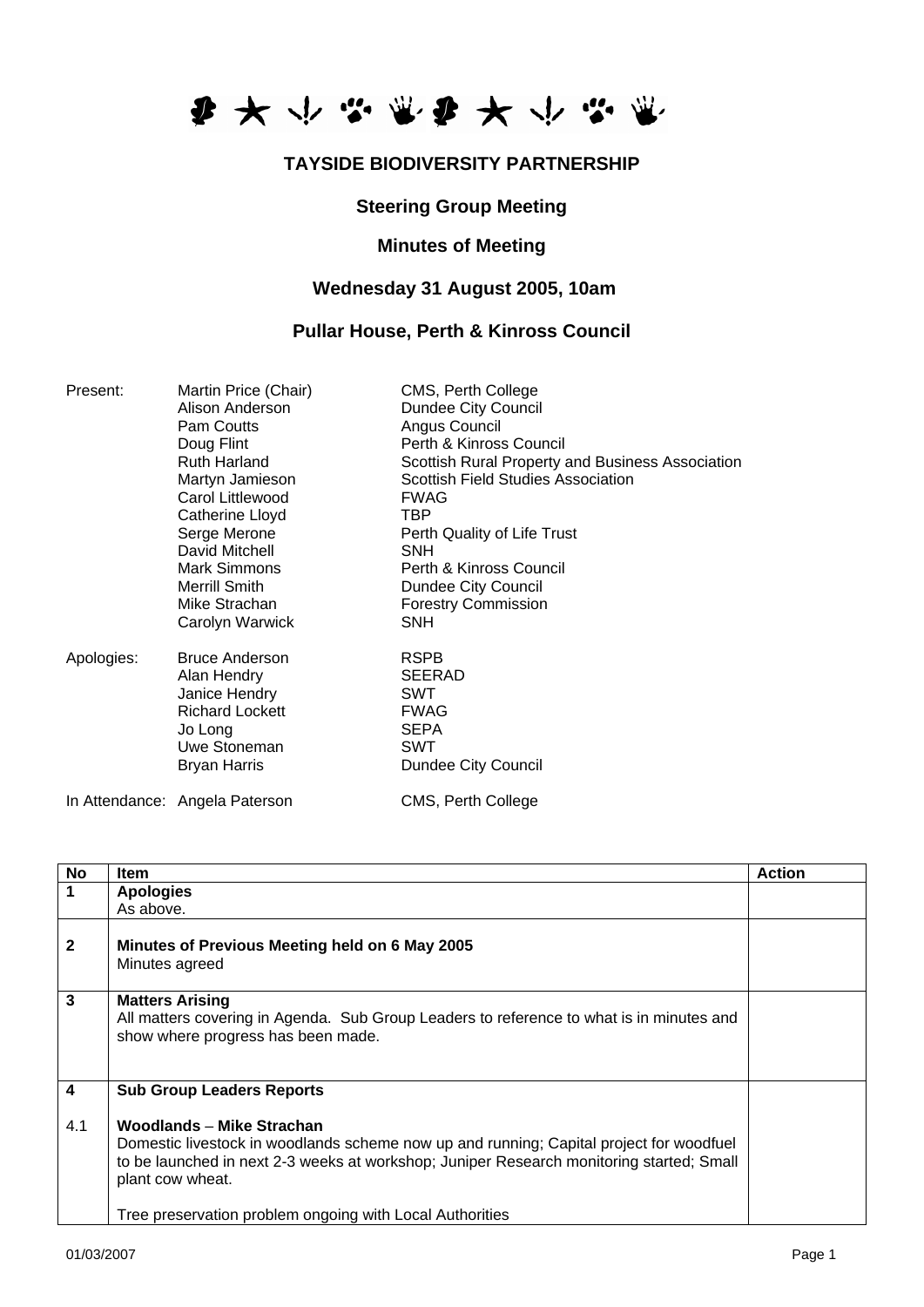# TAYSIDE BIODIVERSITY PARTNERSHIP

## Steering Group Meeting

## Minutes of Meeting

### Wednesday 31 August 2005, 10am

### Pullar House, Perth & Kinross Council

| | | |
|---|---|---|
| Present: | Martin Price (Chair) | CMS, Perth College |
| | Alison Anderson | Dundee City Council |
| | Pam Coutts | Angus Council |
| | Doug Flint | Perth & Kinross Council |
| | Ruth Harland | Scottish Rural Property and Business Association |
| | Martyn Jamieson | Scottish Field Studies Association |
| | Carol Littlewood | FWAG |
| | Catherine Lloyd | TBP |
| | Serge Merone | Perth Quality of Life Trust |
| | David Mitchell | SNH |
| | Mark Simmons | Perth & Kinross Council |
| | Merrill Smith | Dundee City Council |
| | Mike Strachan | Forestry Commission |
| | Carolyn Warwick | SNH |
| Apologies: | Bruce Anderson | RSPB |
| | Alan Hendry | SEERAD |
| | Janice Hendry | SWT |
| | Richard Lockett | FWAG |
| | Jo Long | SEPA |
| | Uwe Stoneman | SWT |
| | Bryan Harris | Dundee City Council |
| In Attendance: | Angela Paterson | CMS, Perth College |

| No | Item | Action |
|---|---|---|
| 1 | **Apologies**<br>As above. | |
| 2 | **Minutes of Previous Meeting held on 6 May 2005**<br>Minutes agreed | |
| 3 | **Matters Arising**<br>All matters covering in Agenda. Sub Group Leaders to reference to what is in minutes and show where progress has been made. | |
| 4 | **Sub Group Leaders Reports** | |
| 4.1 | **Woodlands** – **Mike Strachan**<br>Domestic livestock in woodlands scheme now up and running; Capital project for woodfuel to be launched in next 2-3 weeks at workshop; Juniper Research monitoring started; Small plant cow wheat.<br><br>Tree preservation problem ongoing with Local Authorities | |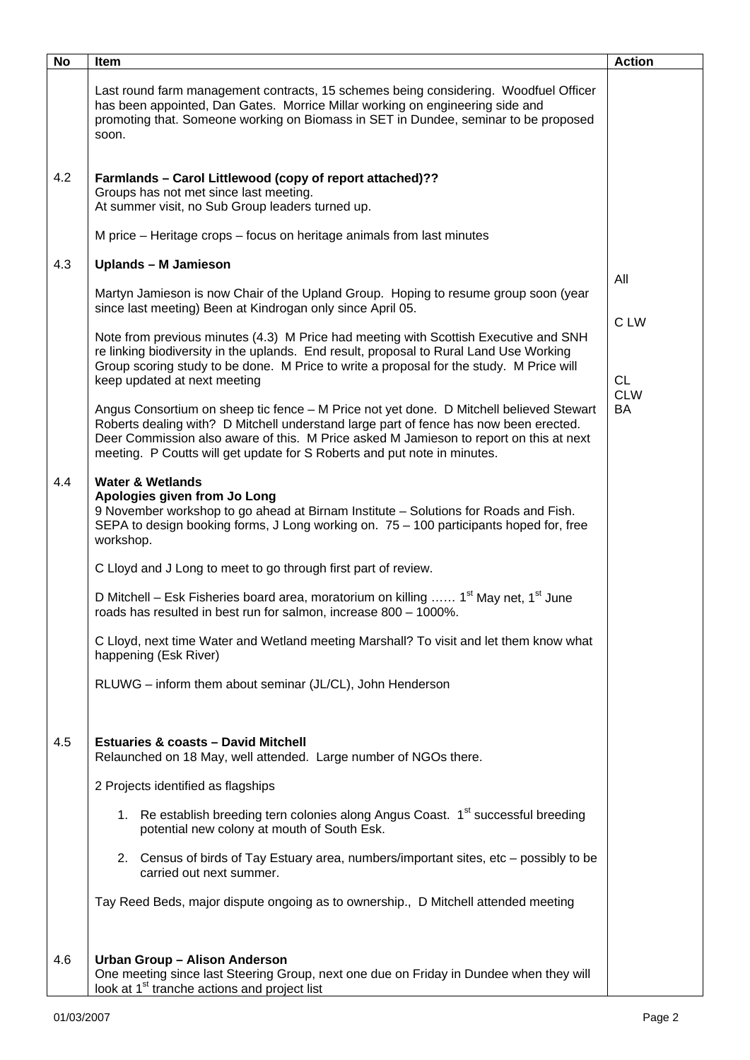| No | Item | Action |
|---|---|---|
| | Last round farm management contracts, 15 schemes being considering. Woodfuel Officer has been appointed, Dan Gates. Morrice Millar working on engineering side and promoting that. Someone working on Biomass in SET in Dundee, seminar to be proposed soon. | |
| 4.2 | **Farmlands – Carol Littlewood (copy of report attached)??**<br>Groups has not met since last meeting.<br>At summer visit, no Sub Group leaders turned up.<br><br>M price – Heritage crops – focus on heritage animals from last minutes | |
| 4.3 | **Uplands – M Jamieson**<br><br>Martyn Jamieson is now Chair of the Upland Group. Hoping to resume group soon (year since last meeting) Been at Kindrogan only since April 05.<br><br>Note from previous minutes (4.3) M Price had meeting with Scottish Executive and SNH re linking biodiversity in the uplands. End result, proposal to Rural Land Use Working Group scoring study to be done. M Price to write a proposal for the study. M Price will keep updated at next meeting<br><br>Angus Consortium on sheep tic fence – M Price not yet done. D Mitchell believed Stewart Roberts dealing with? D Mitchell understand large part of fence has now been erected. Deer Commission also aware of this. M Price asked M Jamieson to report on this at next meeting. P Coutts will get update for S Roberts and put note in minutes. | All<br><br>C LW<br><br>CL<br>CLW<br>BA |
| 4.4 | **Water & Wetlands**<br>**Apologies given from Jo Long**<br>9 November workshop to go ahead at Birnam Institute – Solutions for Roads and Fish. SEPA to design booking forms, J Long working on. 75 – 100 participants hoped for, free workshop.<br><br>C Lloyd and J Long to meet to go through first part of review.<br><br>D Mitchell – Esk Fisheries board area, moratorium on killing …… 1st May net, 1st June roads has resulted in best run for salmon, increase 800 – 1000%.<br><br>C Lloyd, next time Water and Wetland meeting Marshall? To visit and let them know what happening (Esk River)<br><br>RLUWG – inform them about seminar (JL/CL), John Henderson | |
| 4.5 | **Estuaries & coasts – David Mitchell**<br>Relaunched on 18 May, well attended. Large number of NGOs there.<br><br>2 Projects identified as flagships<br><br>1. Re establish breeding tern colonies along Angus Coast. 1st successful breeding potential new colony at mouth of South Esk.<br><br>2. Census of birds of Tay Estuary area, numbers/important sites, etc – possibly to be carried out next summer.<br><br>Tay Reed Beds, major dispute ongoing as to ownership., D Mitchell attended meeting | |
| 4.6 | **Urban Group – Alison Anderson**<br>One meeting since last Steering Group, next one due on Friday in Dundee when they will look at 1st tranche actions and project list | |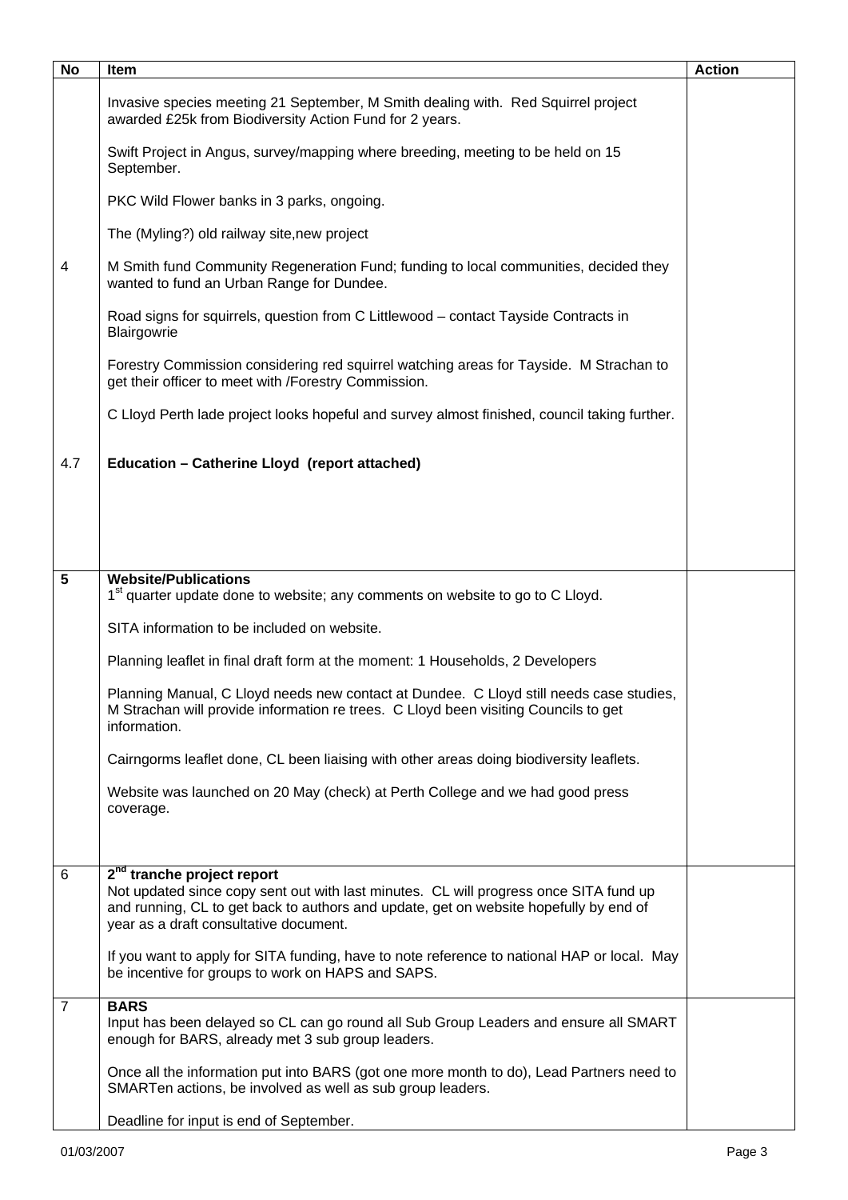| No | Item | Action |
|---|---|---|
| 4 | Invasive species meeting 21 September, M Smith dealing with. Red Squirrel project awarded £25k from Biodiversity Action Fund for 2 years.<br><br>Swift Project in Angus, survey/mapping where breeding, meeting to be held on 15 September.<br><br>PKC Wild Flower banks in 3 parks, ongoing.<br><br>The (Myling?) old railway site,new project<br><br>M Smith fund Community Regeneration Fund; funding to local communities, decided they wanted to fund an Urban Range for Dundee.<br><br>Road signs for squirrels, question from C Littlewood – contact Tayside Contracts in Blairgowrie<br><br>Forestry Commission considering red squirrel watching areas for Tayside. M Strachan to get their officer to meet with /Forestry Commission.<br><br>C Lloyd Perth lade project looks hopeful and survey almost finished, council taking further. | |
| 4.7 | **Education – Catherine Lloyd (report attached)** | |
| **5** | **Website/Publications**<br>1st quarter update done to website; any comments on website to go to C Lloyd.<br><br>SITA information to be included on website.<br><br>Planning leaflet in final draft form at the moment: 1 Households, 2 Developers<br><br>Planning Manual, C Lloyd needs new contact at Dundee. C Lloyd still needs case studies, M Strachan will provide information re trees. C Lloyd been visiting Councils to get information.<br><br>Cairngorms leaflet done, CL been liaising with other areas doing biodiversity leaflets.<br><br>Website was launched on 20 May (check) at Perth College and we had good press coverage. | |
| 6 | **2nd tranche project report**<br>Not updated since copy sent out with last minutes. CL will progress once SITA fund up and running, CL to get back to authors and update, get on website hopefully by end of year as a draft consultative document.<br><br>If you want to apply for SITA funding, have to note reference to national HAP or local. May be incentive for groups to work on HAPS and SAPS. | |
| 7 | **BARS**<br>Input has been delayed so CL can go round all Sub Group Leaders and ensure all SMART enough for BARS, already met 3 sub group leaders.<br><br>Once all the information put into BARS (got one more month to do), Lead Partners need to SMARTen actions, be involved as well as sub group leaders.<br><br>Deadline for input is end of September. | |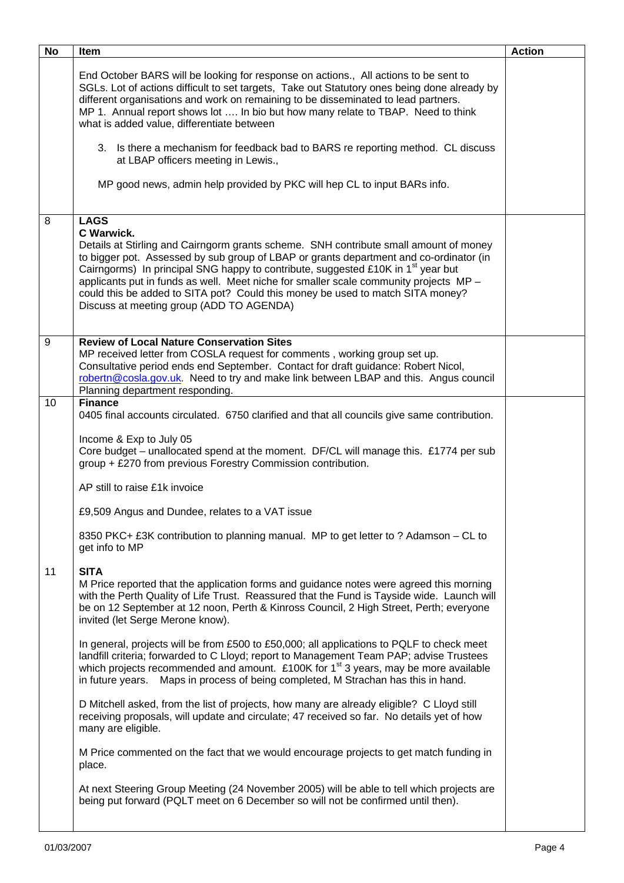| No | Item | Action |
|---|---|---|
| | End October BARS will be looking for response on actions., All actions to be sent to SGLs. Lot of actions difficult to set targets, Take out Statutory ones being done already by different organisations and work on remaining to be disseminated to lead partners.<br>MP 1. Annual report shows lot …. In bio but how many relate to TBAP. Need to think what is added value, differentiate between<br><br>3. Is there a mechanism for feedback bad to BARS re reporting method. CL discuss at LBAP officers meeting in Lewis.,<br><br>MP good news, admin help provided by PKC will hep CL to input BARs info. | |
| 8 | **LAGS**<br>**C Warwick.**<br>Details at Stirling and Cairngorm grants scheme. SNH contribute small amount of money to bigger pot. Assessed by sub group of LBAP or grants department and co-ordinator (in Cairngorms) In principal SNG happy to contribute, suggested £10K in 1st year but applicants put in funds as well. Meet niche for smaller scale community projects MP – could this be added to SITA pot? Could this money be used to match SITA money? Discuss at meeting group (ADD TO AGENDA) | |
| 9 | **Review of Local Nature Conservation Sites**<br>MP received letter from COSLA request for comments , working group set up. Consultative period ends end September. Contact for draft guidance: Robert Nicol, robertn@cosla.gov.uk. Need to try and make link between LBAP and this. Angus council Planning department responding. | |
| 10 | **Finance**<br>0405 final accounts circulated. 6750 clarified and that all councils give same contribution.<br><br>Income & Exp to July 05<br>Core budget – unallocated spend at the moment. DF/CL will manage this. £1774 per sub group + £270 from previous Forestry Commission contribution.<br><br>AP still to raise £1k invoice<br><br>£9,509 Angus and Dundee, relates to a VAT issue<br><br>8350 PKC+ £3K contribution to planning manual. MP to get letter to ? Adamson – CL to get info to MP | |
| 11 | **SITA**<br>M Price reported that the application forms and guidance notes were agreed this morning with the Perth Quality of Life Trust. Reassured that the Fund is Tayside wide. Launch will be on 12 September at 12 noon, Perth & Kinross Council, 2 High Street, Perth; everyone invited (let Serge Merone know).<br><br>In general, projects will be from £500 to £50,000; all applications to PQLF to check meet landfill criteria; forwarded to C Lloyd; report to Management Team PAP; advise Trustees which projects recommended and amount. £100K for 1st 3 years, may be more available in future years. Maps in process of being completed, M Strachan has this in hand.<br><br>D Mitchell asked, from the list of projects, how many are already eligible? C Lloyd still receiving proposals, will update and circulate; 47 received so far. No details yet of how many are eligible.<br><br>M Price commented on the fact that we would encourage projects to get match funding in place.<br><br>At next Steering Group Meeting (24 November 2005) will be able to tell which projects are being put forward (PQLT meet on 6 December so will not be confirmed until then). | |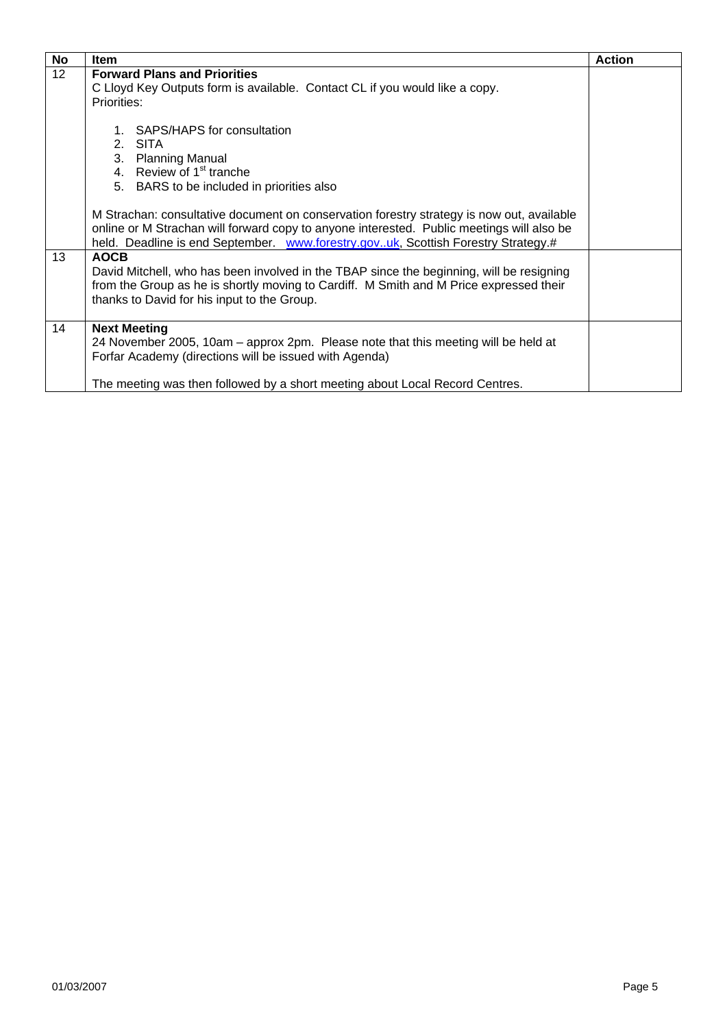| No | Item | Action |
| --- | --- | --- |
| 12 | **Forward Plans and Priorities**<br>C Lloyd Key Outputs form is available. Contact CL if you would like a copy.<br>Priorities:<br><br>1. SAPS/HAPS for consultation<br>2. SITA<br>3. Planning Manual<br>4. Review of 1st tranche<br>5. BARS to be included in priorities also<br><br>M Strachan: consultative document on conservation forestry strategy is now out, available online or M Strachan will forward copy to anyone interested. Public meetings will also be held. Deadline is end September. www.forestry.gov..uk, Scottish Forestry Strategy.# | |
| 13 | **AOCB**<br>David Mitchell, who has been involved in the TBAP since the beginning, will be resigning from the Group as he is shortly moving to Cardiff. M Smith and M Price expressed their thanks to David for his input to the Group. | |
| 14 | **Next Meeting**<br>24 November 2005, 10am – approx 2pm. Please note that this meeting will be held at Forfar Academy (directions will be issued with Agenda)<br><br>The meeting was then followed by a short meeting about Local Record Centres. | |

01/03/2007